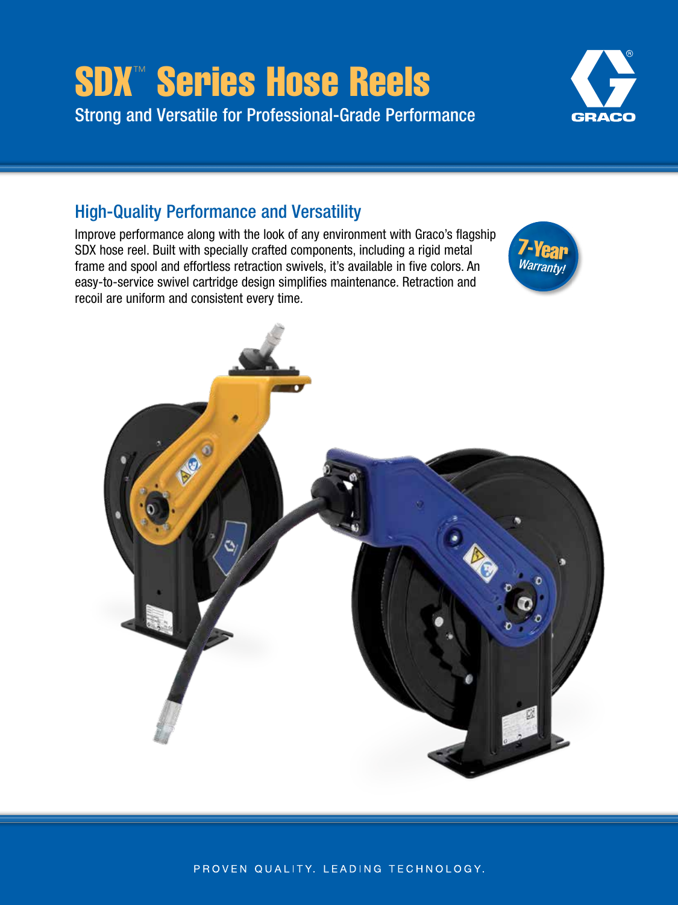# SDX™ Series Hose Reels

Strong and Versatile for Professional-Grade Performance

## High-Quality Performance and Versatility

Improve performance along with the look of any environment with Graco's flagship SDX hose reel. Built with specially crafted components, including a rigid metal frame and spool and effortless retraction swivels, it's available in five colors. An easy-to-service swivel cartridge design simplifies maintenance. Retraction and recoil are uniform and consistent every time.

**7-Year** *Warranty!*

PROVEN QUALITY. LEADING TECHNOLOGY.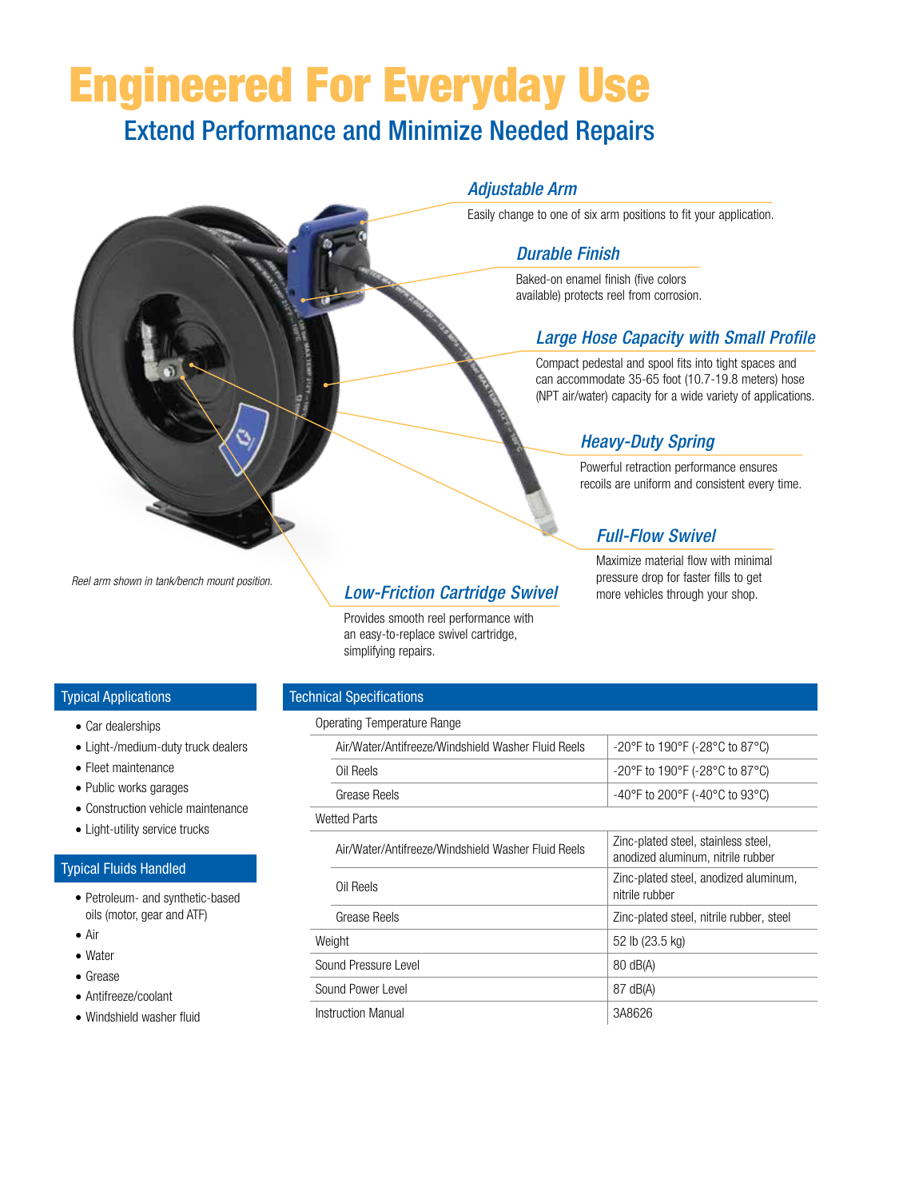# Engineered For Everyday Use

## Extend Performance and Minimize Needed Repairs

### *Adjustable Arm*

Easily change to one of six arm positions to fit your application.

### *Durable Finish*

Baked-on enamel finish (five colors available) protects reel from corrosion.

### *Large Hose Capacity with Small Profile*

Compact pedestal and spool fits into tight spaces and can accommodate 35-65 foot (10.7-19.8 meters) hose (NPT air/water) capacity for a wide variety of applications.

### *Heavy-Duty Spring*

Powerful retraction performance ensures recoils are uniform and consistent every time.

### *Full-Flow Swivel*

Maximize material flow with minimal pressure drop for faster fills to get more vehicles through your shop.

### *Low-Friction Cartridge Swivel*

Provides smooth reel performance with an easy-to-replace swivel cartridge, simplifying repairs.

*Reel arm shown in tank/bench mount position.*

### Typical Applications

- Car dealerships
- Light-/medium-duty truck dealers
- Fleet maintenance
- Public works garages
- Construction vehicle maintenance
- Light-utility service trucks

### Typical Fluids Handled

- Petroleum- and synthetic-based oils (motor, gear and ATF)
- Air
- Water
- Grease
- Antifreeze/coolant
- Windshield washer fluid

### Technical Specifications

| Specification | Value |
|---|---|
| **Operating Temperature Range** | |
| Air/Water/Antifreeze/Windshield Washer Fluid Reels | -20°F to 190°F (-28°C to 87°C) |
| Oil Reels | -20°F to 190°F (-28°C to 87°C) |
| Grease Reels | -40°F to 200°F (-40°C to 93°C) |
| **Wetted Parts** | |
| Air/Water/Antifreeze/Windshield Washer Fluid Reels | Zinc-plated steel, stainless steel, anodized aluminum, nitrile rubber |
| Oil Reels | Zinc-plated steel, anodized aluminum, nitrile rubber |
| Grease Reels | Zinc-plated steel, nitrile rubber, steel |
| Weight | 52 lb (23.5 kg) |
| Sound Pressure Level | 80 dB(A) |
| Sound Power Level | 87 dB(A) |
| Instruction Manual | 3A8626 |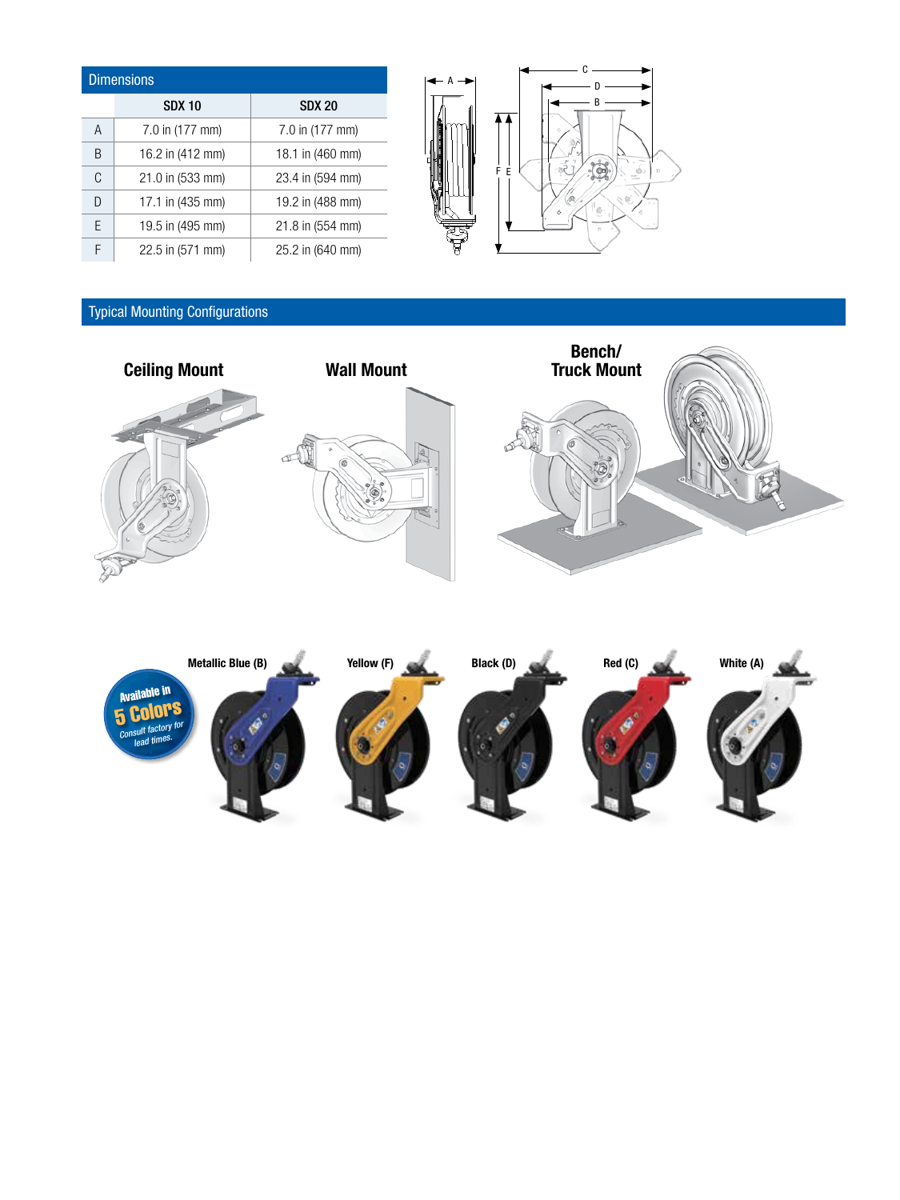## Dimensions

| | SDX 10 | SDX 20 |
|---|---|---|
| A | 7.0 in (177 mm) | 7.0 in (177 mm) |
| B | 16.2 in (412 mm) | 18.1 in (460 mm) |
| C | 21.0 in (533 mm) | 23.4 in (594 mm) |
| D | 17.1 in (435 mm) | 19.2 in (488 mm) |
| E | 19.5 in (495 mm) | 21.8 in (554 mm) |
| F | 22.5 in (571 mm) | 25.2 in (640 mm) |

## Typical Mounting Configurations

**Ceiling Mount**

**Wall Mount**

**Bench/ Truck Mount**

Available in 5 Colors

Consult factory for lead times.

Metallic Blue (B) | Yellow (F) | Black (D) | Red (C) | White (A)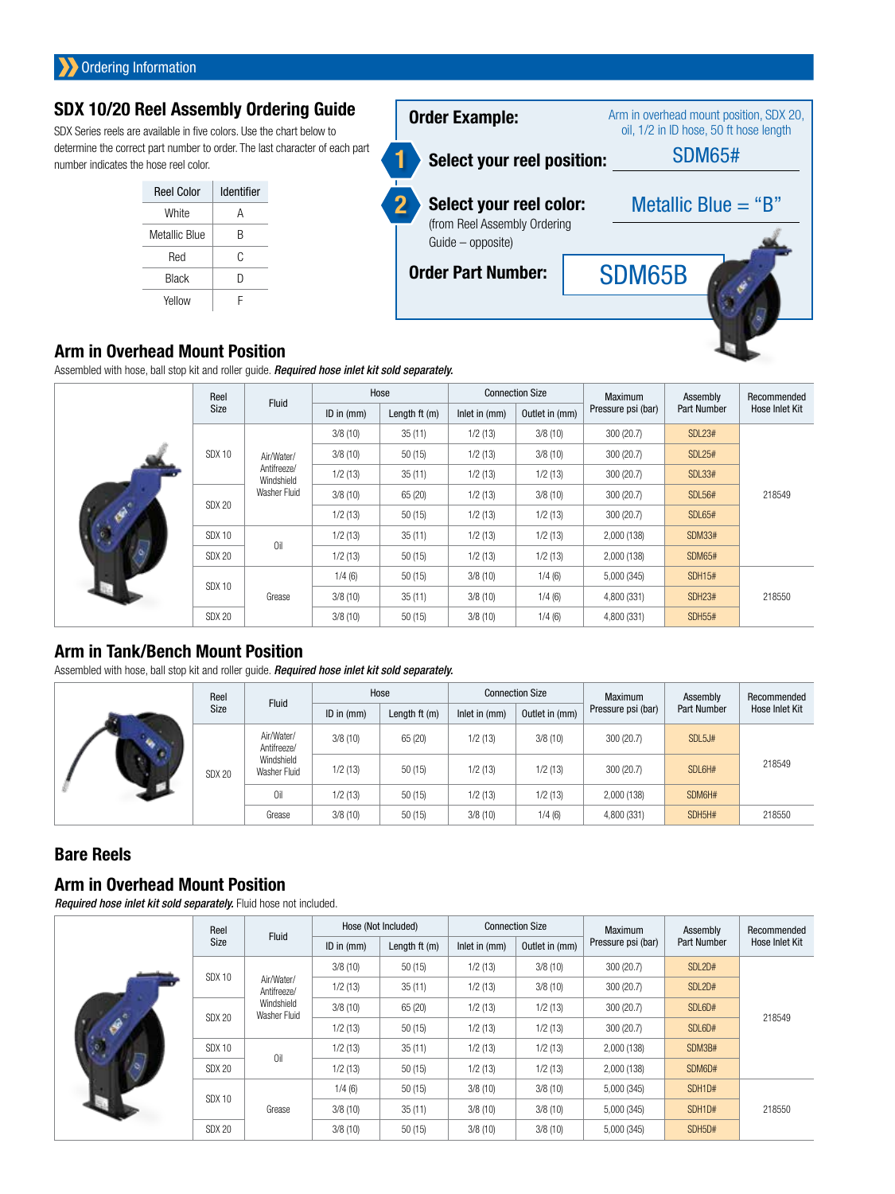## Ordering Information

## SDX 10/20 Reel Assembly Ordering Guide

SDX Series reels are available in five colors. Use the chart below to determine the correct part number to order. The last character of each part number indicates the hose reel color.

| Reel Color | Identifier |
|---|---|
| White | A |
| Metallic Blue | B |
| Red | C |
| Black | D |
| Yellow | F |

**Order Example:** Arm in overhead mount position, SDX 20, oil, 1/2 in ID hose, 50 ft hose length

**1 Select your reel position:** SDM65#

**2 Select your reel color:** Metallic Blue = "B"
(from Reel Assembly Ordering Guide – opposite)

**Order Part Number:** SDM65B

## Arm in Overhead Mount Position

Assembled with hose, ball stop kit and roller guide. ***Required hose inlet kit sold separately.***

| Reel Size | Fluid | Hose | | Connection Size | | Maximum Pressure psi (bar) | Assembly Part Number | Recommended Hose Inlet Kit |
|---|---|---|---|---|---|---|---|---|
| | | ID in (mm) | Length ft (m) | Inlet in (mm) | Outlet in (mm) | | | |
| SDX 10 | Air/Water/ Antifreeze/ Windshield Washer Fluid | 3/8 (10) | 35 (11) | 1/2 (13) | 3/8 (10) | 300 (20.7) | SDL23# | 218549 |
| SDX 10 | | 3/8 (10) | 50 (15) | 1/2 (13) | 3/8 (10) | 300 (20.7) | SDL25# | |
| SDX 10 | | 1/2 (13) | 35 (11) | 1/2 (13) | 1/2 (13) | 300 (20.7) | SDL33# | |
| SDX 20 | | 3/8 (10) | 65 (20) | 1/2 (13) | 3/8 (10) | 300 (20.7) | SDL56# | |
| SDX 20 | | 1/2 (13) | 50 (15) | 1/2 (13) | 1/2 (13) | 300 (20.7) | SDL65# | |
| SDX 10 | Oil | 1/2 (13) | 35 (11) | 1/2 (13) | 1/2 (13) | 2,000 (138) | SDM33# | |
| SDX 20 | | 1/2 (13) | 50 (15) | 1/2 (13) | 1/2 (13) | 2,000 (138) | SDM65# | |
| SDX 10 | Grease | 1/4 (6) | 50 (15) | 3/8 (10) | 1/4 (6) | 5,000 (345) | SDH15# | 218550 |
| SDX 10 | | 3/8 (10) | 35 (11) | 3/8 (10) | 1/4 (6) | 4,800 (331) | SDH23# | |
| SDX 20 | | 3/8 (10) | 50 (15) | 3/8 (10) | 1/4 (6) | 4,800 (331) | SDH55# | |

## Arm in Tank/Bench Mount Position

Assembled with hose, ball stop kit and roller guide. ***Required hose inlet kit sold separately.***

| Reel Size | Fluid | Hose | | Connection Size | | Maximum Pressure psi (bar) | Assembly Part Number | Recommended Hose Inlet Kit |
|---|---|---|---|---|---|---|---|---|
| | | ID in (mm) | Length ft (m) | Inlet in (mm) | Outlet in (mm) | | | |
| SDX 20 | Air/Water/ Antifreeze/ Windshield Washer Fluid | 3/8 (10) | 65 (20) | 1/2 (13) | 3/8 (10) | 300 (20.7) | SDL5J# | 218549 |
| | | 1/2 (13) | 50 (15) | 1/2 (13) | 1/2 (13) | 300 (20.7) | SDL6H# | |
| | Oil | 1/2 (13) | 50 (15) | 1/2 (13) | 1/2 (13) | 2,000 (138) | SDM6H# | |
| | Grease | 3/8 (10) | 50 (15) | 3/8 (10) | 1/4 (6) | 4,800 (331) | SDH5H# | 218550 |

## Bare Reels

## Arm in Overhead Mount Position

***Required hose inlet kit sold separately.*** Fluid hose not included.

| Reel Size | Fluid | Hose (Not Included) | | Connection Size | | Maximum Pressure psi (bar) | Assembly Part Number | Recommended Hose Inlet Kit |
|---|---|---|---|---|---|---|---|---|
| | | ID in (mm) | Length ft (m) | Inlet in (mm) | Outlet in (mm) | | | |
| SDX 10 | Air/Water/ Antifreeze/ Windshield Washer Fluid | 3/8 (10) | 50 (15) | 1/2 (13) | 3/8 (10) | 300 (20.7) | SDL2D# | 218549 |
| SDX 10 | | 1/2 (13) | 35 (11) | 1/2 (13) | 3/8 (10) | 300 (20.7) | SDL2D# | |
| SDX 20 | | 3/8 (10) | 65 (20) | 1/2 (13) | 1/2 (13) | 300 (20.7) | SDL6D# | |
| SDX 20 | | 1/2 (13) | 50 (15) | 1/2 (13) | 1/2 (13) | 300 (20.7) | SDL6D# | |
| SDX 10 | Oil | 1/2 (13) | 35 (11) | 1/2 (13) | 1/2 (13) | 2,000 (138) | SDM3B# | |
| SDX 20 | | 1/2 (13) | 50 (15) | 1/2 (13) | 1/2 (13) | 2,000 (138) | SDM6D# | |
| SDX 10 | Grease | 1/4 (6) | 50 (15) | 3/8 (10) | 3/8 (10) | 5,000 (345) | SDH1D# | 218550 |
| SDX 10 | | 3/8 (10) | 35 (11) | 3/8 (10) | 3/8 (10) | 5,000 (345) | SDH1D# | |
| SDX 20 | | 3/8 (10) | 50 (15) | 3/8 (10) | 3/8 (10) | 5,000 (345) | SDH5D# | |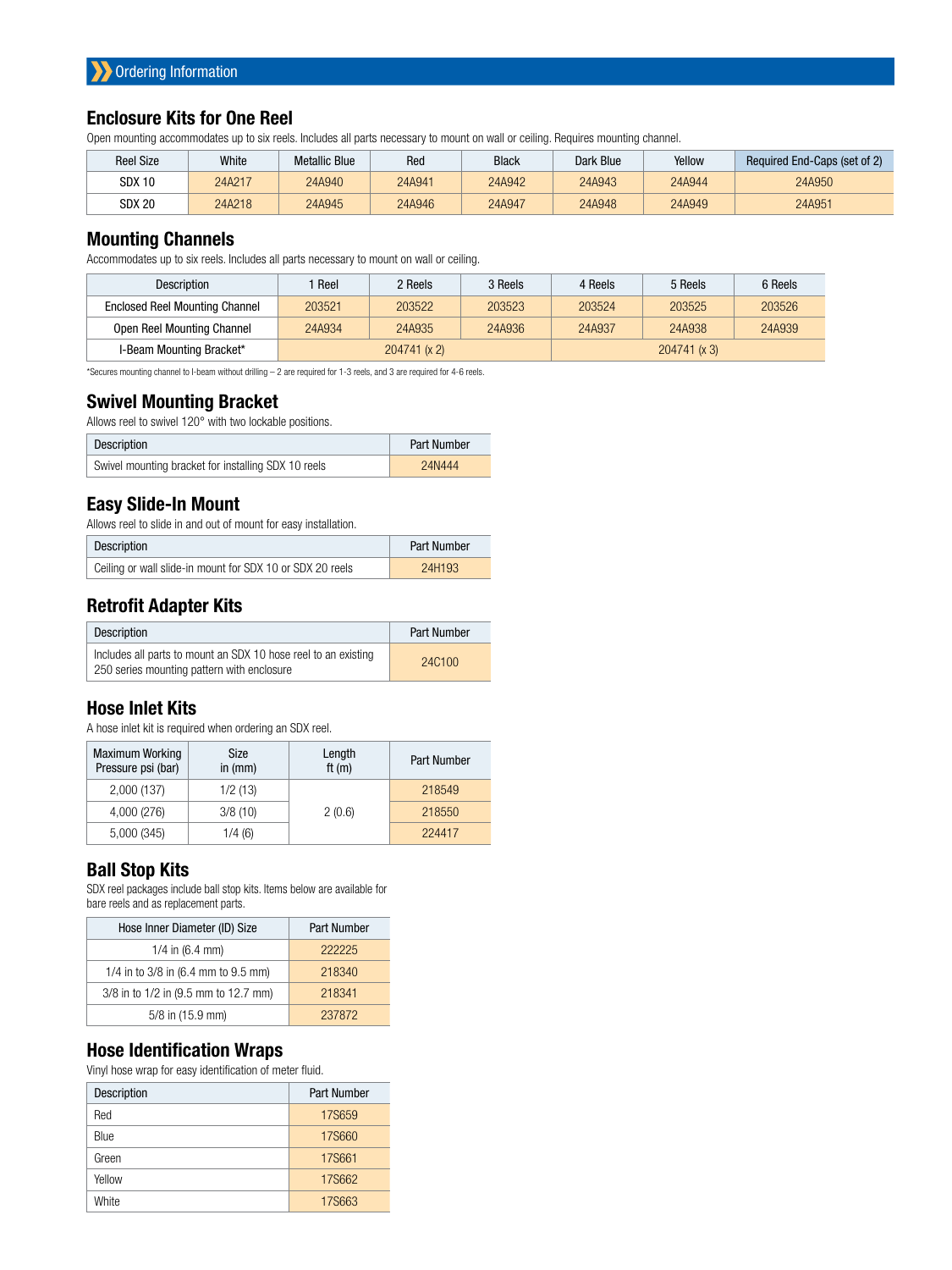## Ordering Information

### Enclosure Kits for One Reel

Open mounting accommodates up to six reels. Includes all parts necessary to mount on wall or ceiling. Requires mounting channel.

| Reel Size | White | Metallic Blue | Red | Black | Dark Blue | Yellow | Required End-Caps (set of 2) |
|---|---|---|---|---|---|---|---|
| SDX 10 | 24A217 | 24A940 | 24A941 | 24A942 | 24A943 | 24A944 | 24A950 |
| SDX 20 | 24A218 | 24A945 | 24A946 | 24A947 | 24A948 | 24A949 | 24A951 |

### Mounting Channels

Accommodates up to six reels. Includes all parts necessary to mount on wall or ceiling.

| Description | 1 Reel | 2 Reels | 3 Reels | 4 Reels | 5 Reels | 6 Reels |
|---|---|---|---|---|---|---|
| Enclosed Reel Mounting Channel | 203521 | 203522 | 203523 | 203524 | 203525 | 203526 |
| Open Reel Mounting Channel | 24A934 | 24A935 | 24A936 | 24A937 | 24A938 | 24A939 |
| I-Beam Mounting Bracket* | 204741 (x 2) | | | 204741 (x 3) | | |

*Secures mounting channel to I-beam without drilling – 2 are required for 1-3 reels, and 3 are required for 4-6 reels.

### Swivel Mounting Bracket

Allows reel to swivel 120° with two lockable positions.

| Description | Part Number |
|---|---|
| Swivel mounting bracket for installing SDX 10 reels | 24N444 |

### Easy Slide-In Mount

Allows reel to slide in and out of mount for easy installation.

| Description | Part Number |
|---|---|
| Ceiling or wall slide-in mount for SDX 10 or SDX 20 reels | 24H193 |

### Retrofit Adapter Kits

| Description | Part Number |
|---|---|
| Includes all parts to mount an SDX 10 hose reel to an existing 250 series mounting pattern with enclosure | 24C100 |

### Hose Inlet Kits

A hose inlet kit is required when ordering an SDX reel.

| Maximum Working Pressure psi (bar) | Size in (mm) | Length ft (m) | Part Number |
|---|---|---|---|
| 2,000 (137) | 1/2 (13) | 2 (0.6) | 218549 |
| 4,000 (276) | 3/8 (10) | | 218550 |
| 5,000 (345) | 1/4 (6) | | 224417 |

### Ball Stop Kits

SDX reel packages include ball stop kits. Items below are available for bare reels and as replacement parts.

| Hose Inner Diameter (ID) Size | Part Number |
|---|---|
| 1/4 in (6.4 mm) | 222225 |
| 1/4 in to 3/8 in (6.4 mm to 9.5 mm) | 218340 |
| 3/8 in to 1/2 in (9.5 mm to 12.7 mm) | 218341 |
| 5/8 in (15.9 mm) | 237872 |

### Hose Identification Wraps

Vinyl hose wrap for easy identification of meter fluid.

| Description | Part Number |
|---|---|
| Red | 17S659 |
| Blue | 17S660 |
| Green | 17S661 |
| Yellow | 17S662 |
| White | 17S663 |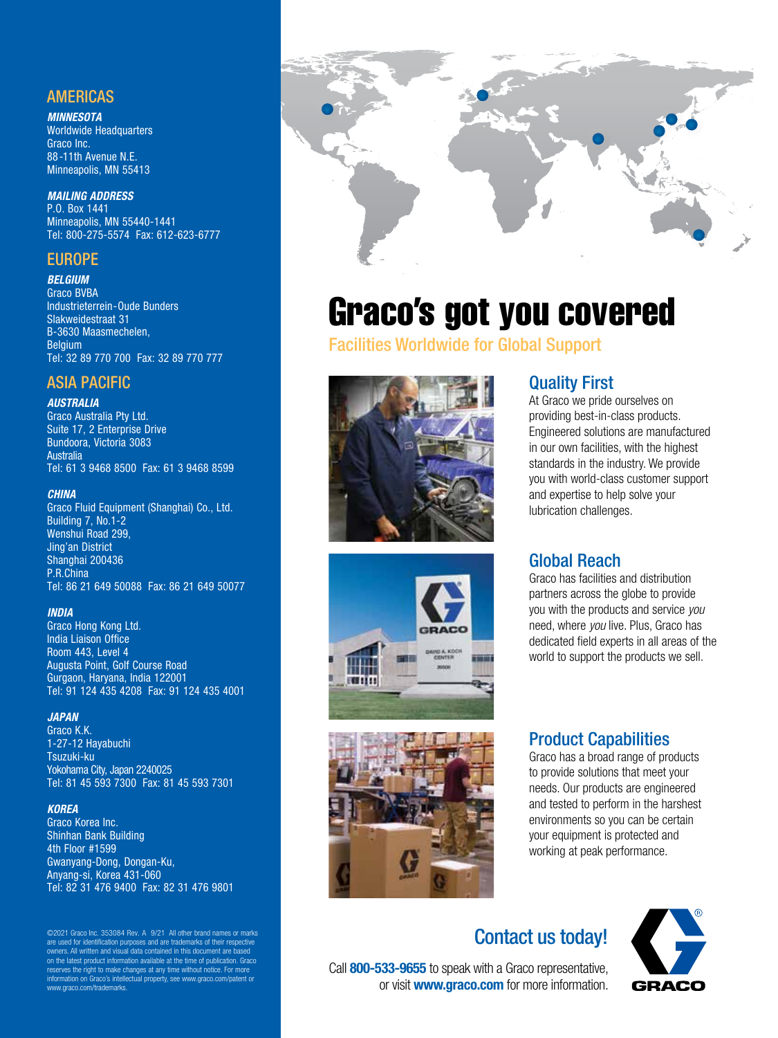## AMERICAS

***MINNESOTA***
Worldwide Headquarters
Graco Inc.
88-11th Avenue N.E.
Minneapolis, MN 55413

***MAILING ADDRESS***
P.O. Box 1441
Minneapolis, MN 55440-1441
Tel: 800-275-5574 Fax: 612-623-6777

## EUROPE

***BELGIUM***
Graco BVBA
Industrieterrein-Oude Bunders
Slakweidestraat 31
B-3630 Maasmechelen,
Belgium
Tel: 32 89 770 700 Fax: 32 89 770 777

## ASIA PACIFIC

***AUSTRALIA***
Graco Australia Pty Ltd.
Suite 17, 2 Enterprise Drive
Bundoora, Victoria 3083
Australia
Tel: 61 3 9468 8500 Fax: 61 3 9468 8599

***CHINA***
Graco Fluid Equipment (Shanghai) Co., Ltd.
Building 7, No.1-2
Wenshui Road 299,
Jing'an District
Shanghai 200436
P.R.China
Tel: 86 21 649 50088 Fax: 86 21 649 50077

***INDIA***
Graco Hong Kong Ltd.
India Liaison Office
Room 443, Level 4
Augusta Point, Golf Course Road
Gurgaon, Haryana, India 122001
Tel: 91 124 435 4208 Fax: 91 124 435 4001

***JAPAN***
Graco K.K.
1-27-12 Hayabuchi
Tsuzuki-ku
Yokohama City, Japan 2240025
Tel: 81 45 593 7300 Fax: 81 45 593 7301

***KOREA***
Graco Korea Inc.
Shinhan Bank Building
4th Floor #1599
Gwanyang-Dong, Dongan-Ku,
Anyang-si, Korea 431-060
Tel: 82 31 476 9400 Fax: 82 31 476 9801

©2021 Graco Inc. 353084 Rev. A 9/21 All other brand names or marks are used for identification purposes and are trademarks of their respective owners. All written and visual data contained in this document are based on the latest product information available at the time of publication. Graco reserves the right to make changes at any time without notice. For more information on Graco's intellectual property, see www.graco.com/patent or www.graco.com/trademarks.

# Graco's got you covered

## Facilities Worldwide for Global Support

### Quality First

At Graco we pride ourselves on providing best-in-class products. Engineered solutions are manufactured in our own facilities, with the highest standards in the industry. We provide you with world-class customer support and expertise to help solve your lubrication challenges.

### Global Reach

Graco has facilities and distribution partners across the globe to provide you with the products and service *you* need, where *you* live. Plus, Graco has dedicated field experts in all areas of the world to support the products we sell.

### Product Capabilities

Graco has a broad range of products to provide solutions that meet your needs. Our products are engineered and tested to perform in the harshest environments so you can be certain your equipment is protected and working at peak performance.

## Contact us today!

Call **800-533-9655** to speak with a Graco representative, or visit **www.graco.com** for more information.